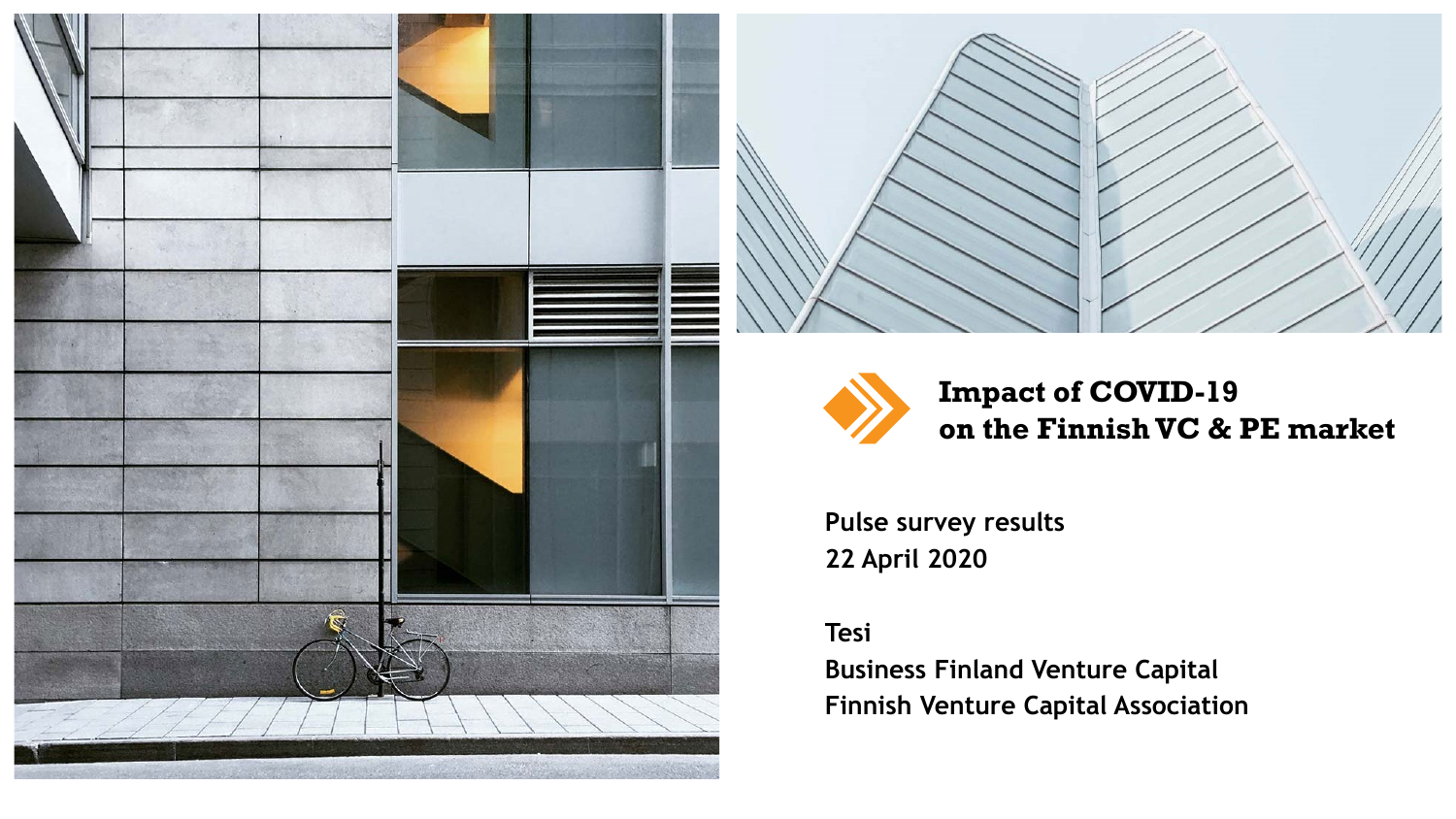# Impact of COVID-19 on the Finnish VC & PE market

**Pulse survey results**
**22 April 2020**

**Tesi**
**Business Finland Venture Capital**
**Finnish Venture Capital Association**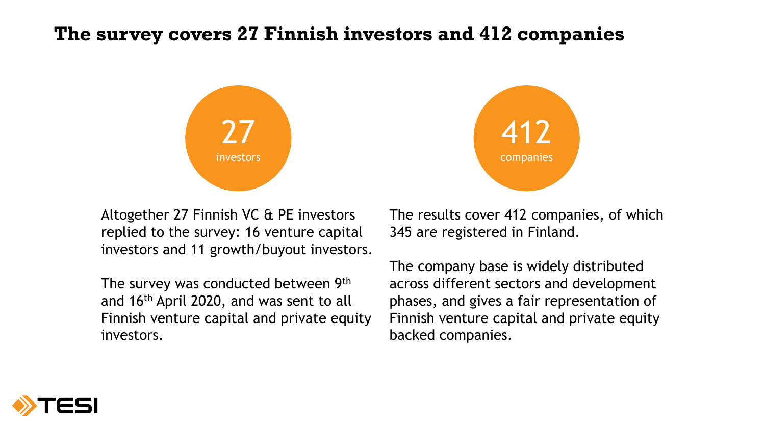# The survey covers 27 Finnish investors and 412 companies

27
investors

Altogether 27 Finnish VC & PE investors replied to the survey: 16 venture capital investors and 11 growth/buyout investors.

The survey was conducted between 9th and 16th April 2020, and was sent to all Finnish venture capital and private equity investors.

412
companies

The results cover 412 companies, of which 345 are registered in Finland.

The company base is widely distributed across different sectors and development phases, and gives a fair representation of Finnish venture capital and private equity backed companies.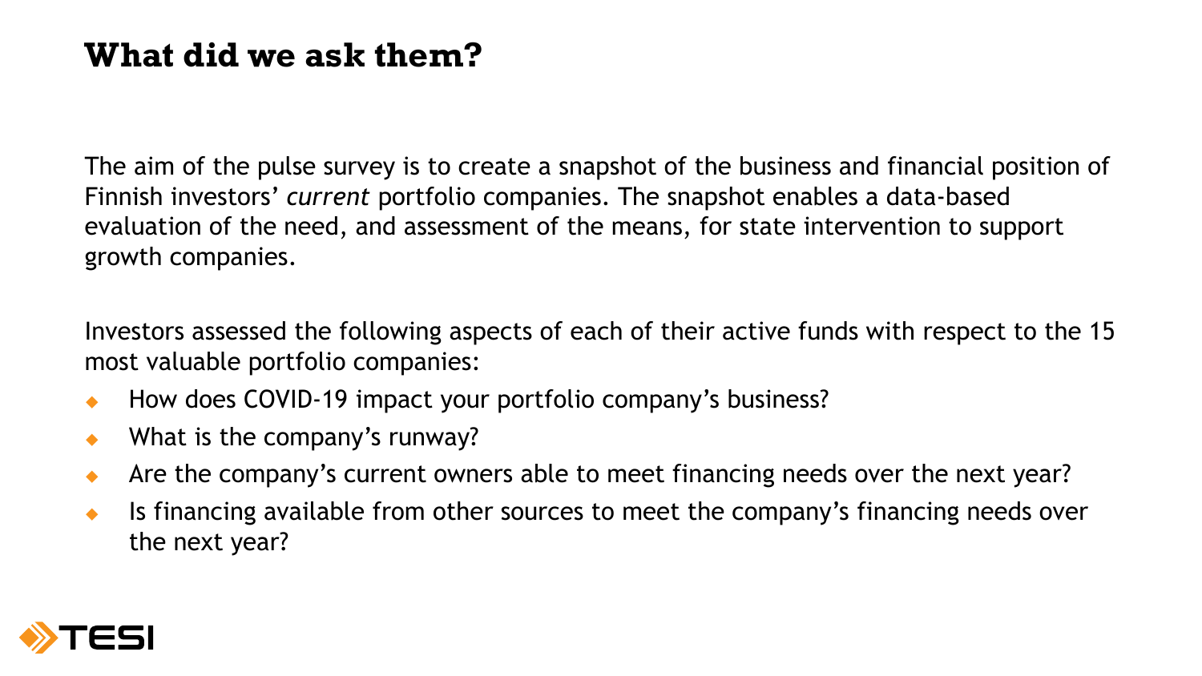# What did we ask them?

The aim of the pulse survey is to create a snapshot of the business and financial position of Finnish investors' *current* portfolio companies. The snapshot enables a data-based evaluation of the need, and assessment of the means, for state intervention to support growth companies.

Investors assessed the following aspects of each of their active funds with respect to the 15 most valuable portfolio companies:

- How does COVID-19 impact your portfolio company's business?
- What is the company's runway?
- Are the company's current owners able to meet financing needs over the next year?
- Is financing available from other sources to meet the company's financing needs over the next year?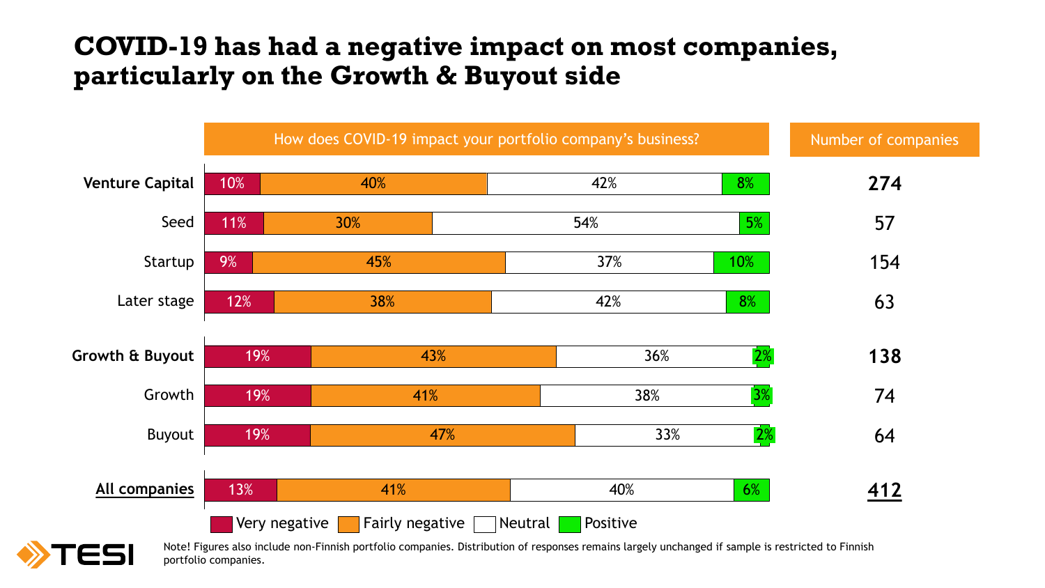# COVID-19 has had a negative impact on most companies, particularly on the Growth & Buyout side

How does COVID-19 impact your portfolio company's business?

| | Very negative | Fairly negative | Neutral | Positive | Number of companies |
|---|---|---|---|---|---|
| **Venture Capital** | 10% | 40% | 42% | 8% | **274** |
| Seed | 11% | 30% | 54% | 5% | 57 |
| Startup | 9% | 45% | 37% | 10% | 154 |
| Later stage | 12% | 38% | 42% | 8% | 63 |
| **Growth & Buyout** | 19% | 43% | 36% | 2% | **138** |
| Growth | 19% | 41% | 38% | 3% | 74 |
| Buyout | 19% | 47% | 33% | 2% | 64 |
| **All companies** | 13% | 41% | 40% | 6% | **412** |

Note! Figures also include non-Finnish portfolio companies. Distribution of responses remains largely unchanged if sample is restricted to Finnish portfolio companies.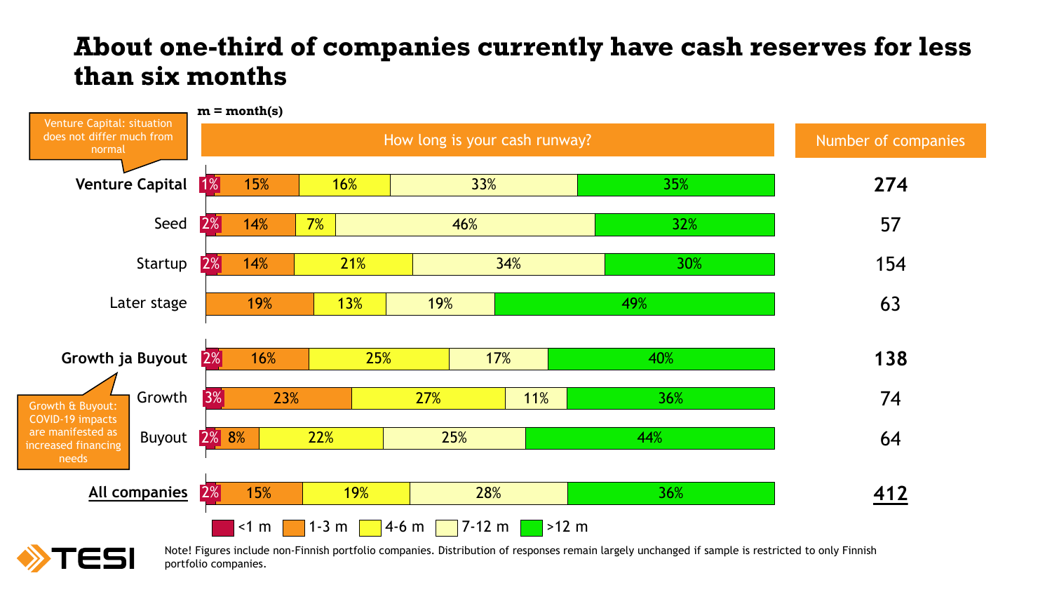# About one-third of companies currently have cash reserves for less than six months

m = month(s)

Venture Capital: situation does not differ much from normal

Growth & Buyout: COVID-19 impacts are manifested as increased financing needs

| How long is your cash runway? | <1 m | 1-3 m | 4-6 m | 7-12 m | >12 m | Number of companies |
|---|---|---|---|---|---|---|
| **Venture Capital** | 1% | 15% | 16% | 33% | 35% | **274** |
| Seed | 2% | 14% | 7% | 46% | 32% | 57 |
| Startup | 2% | 14% | 21% | 34% | 30% | 154 |
| Later stage | | 19% | 13% | 19% | 49% | 63 |
| **Growth ja Buyout** | 2% | 16% | 25% | 17% | 40% | **138** |
| Growth | 3% | 23% | 27% | 11% | 36% | 74 |
| Buyout | 2% | 8% | 22% | 25% | 44% | 64 |
| **All companies** | 2% | 15% | 19% | 28% | 36% | **412** |

Note! Figures include non-Finnish portfolio companies. Distribution of responses remain largely unchanged if sample is restricted to only Finnish portfolio companies.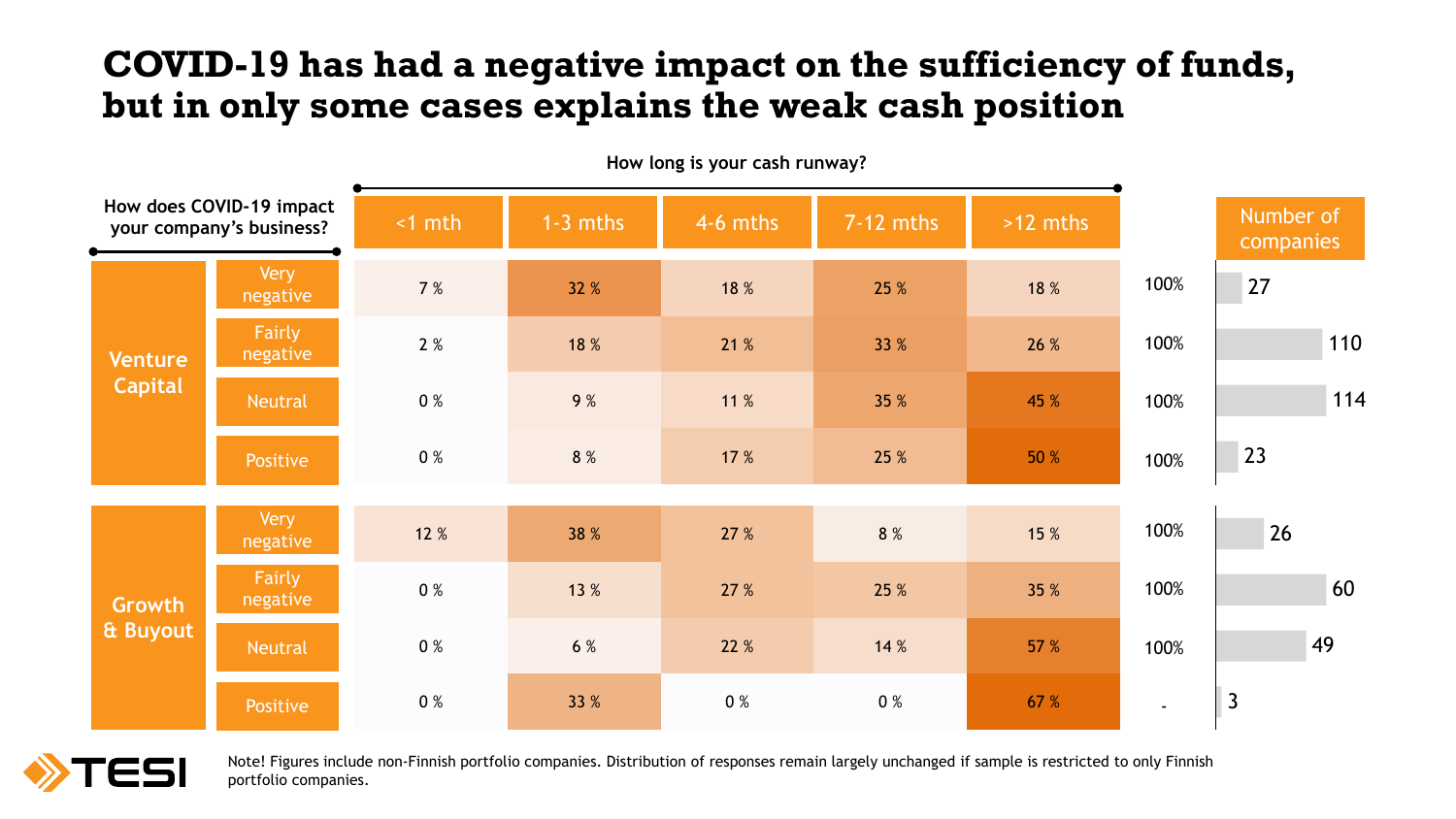# COVID-19 has had a negative impact on the sufficiency of funds, but in only some cases explains the weak cash position

How long is your cash runway?

| How does COVID-19 impact your company's business? | | <1 mth | 1-3 mths | 4-6 mths | 7-12 mths | >12 mths | | Number of companies |
|---|---|---|---|---|---|---|---|---|
| Venture Capital | Very negative | 7 % | 32 % | 18 % | 25 % | 18 % | 100% | 27 |
| | Fairly negative | 2 % | 18 % | 21 % | 33 % | 26 % | 100% | 110 |
| | Neutral | 0 % | 9 % | 11 % | 35 % | 45 % | 100% | 114 |
| | Positive | 0 % | 8 % | 17 % | 25 % | 50 % | 100% | 23 |
| Growth & Buyout | Very negative | 12 % | 38 % | 27 % | 8 % | 15 % | 100% | 26 |
| | Fairly negative | 0 % | 13 % | 27 % | 25 % | 35 % | 100% | 60 |
| | Neutral | 0 % | 6 % | 22 % | 14 % | 57 % | 100% | 49 |
| | Positive | 0 % | 33 % | 0 % | 0 % | 67 % | - | 3 |

Note! Figures include non-Finnish portfolio companies. Distribution of responses remain largely unchanged if sample is restricted to only Finnish portfolio companies.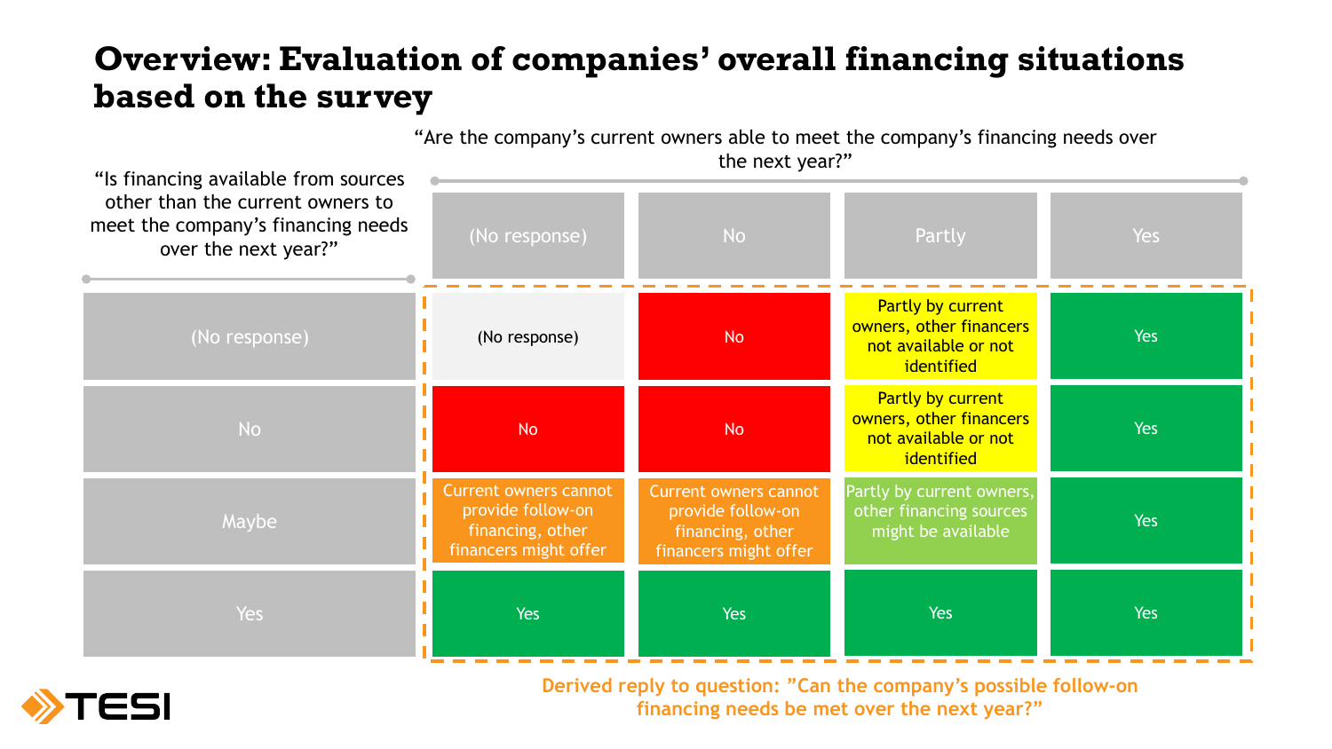# Overview: Evaluation of companies' overall financing situations based on the survey

| "Is financing available from sources other than the current owners to meet the company's financing needs over the next year?" \ "Are the company's current owners able to meet the company's financing needs over the next year?" | (No response) | No | Partly | Yes |
|---|---|---|---|---|
| (No response) | (No response) | No | Partly by current owners, other financers not available or not identified | Yes |
| No | No | No | Partly by current owners, other financers not available or not identified | Yes |
| Maybe | Current owners cannot provide follow-on financing, other financers might offer | Current owners cannot provide follow-on financing, other financers might offer | Partly by current owners, other financing sources might be available | Yes |
| Yes | Yes | Yes | Yes | Yes |

**Derived reply to question: "Can the company's possible follow-on financing needs be met over the next year?"**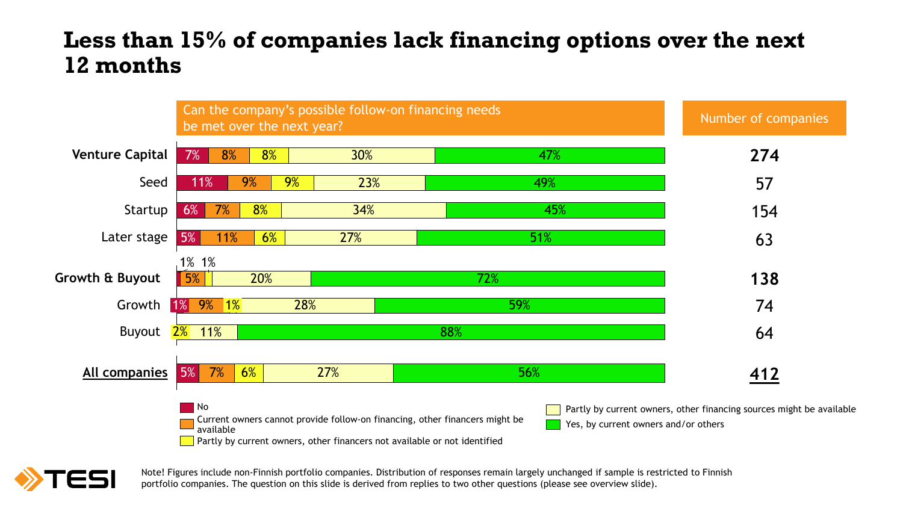# Less than 15% of companies lack financing options over the next 12 months

Can the company's possible follow-on financing needs be met over the next year?

| | No | Current owners cannot provide follow-on financing, other financers might be available | Partly by current owners, other financers not available or not identified | Partly by current owners, other financing sources might be available | Yes, by current owners and/or others | Number of companies |
|---|---|---|---|---|---|---|
| **Venture Capital** | 7% | 8% | 8% | 30% | 47% | **274** |
| Seed | 11% | 9% | 9% | 23% | 49% | 57 |
| Startup | 6% | 7% | 8% | 34% | 45% | 154 |
| Later stage | 5% | 11% | 6% | 27% | 51% | 63 |
| **Growth & Buyout** | 1% | 5% | 1% | 20% | 72% | **138** |
| Growth | 1% | 9% | 1% | 28% | 59% | 74 |
| Buyout | | | 2% | 11% | 88% | 64 |
| **All companies** | 5% | 7% | 6% | 27% | 56% | **412** |

Note! Figures include non-Finnish portfolio companies. Distribution of responses remain largely unchanged if sample is restricted to Finnish portfolio companies. The question on this slide is derived from replies to two other questions (please see overview slide).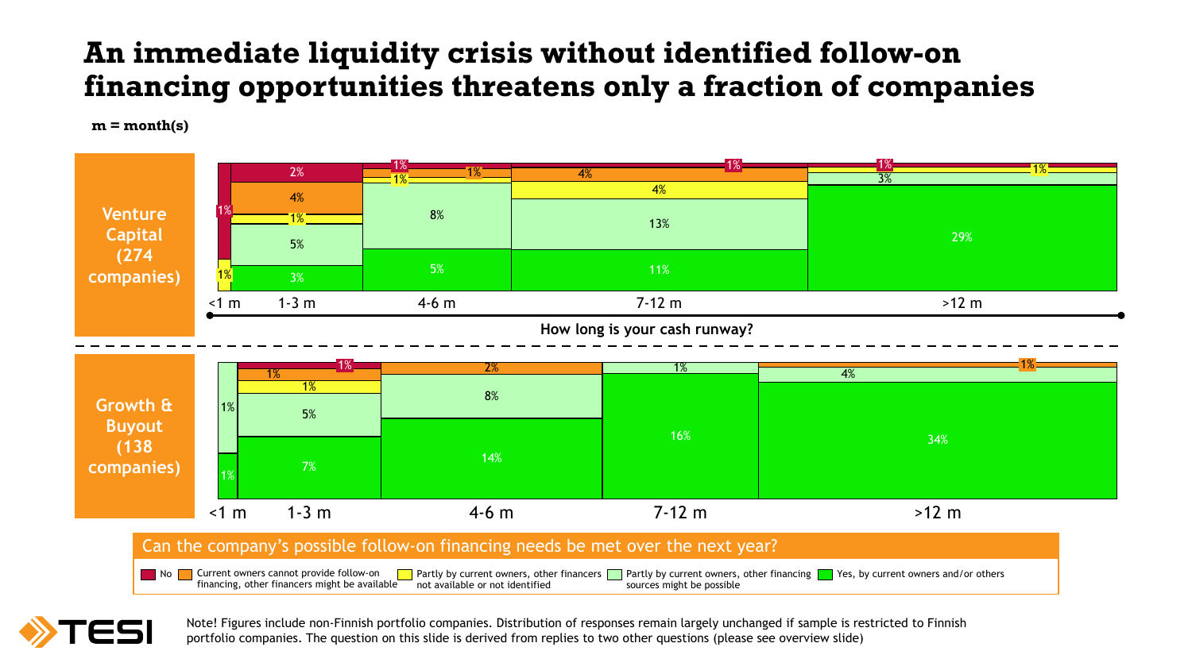# An immediate liquidity crisis without identified follow-on financing opportunities threatens only a fraction of companies

**m = month(s)**

**Venture Capital (274 companies)**

How long is your cash runway?

| Can the company's possible follow-on financing needs be met over the next year? | <1 m | 1-3 m | 4-6 m | 7-12 m | >12 m |
|---|---|---|---|---|---|
| No | 1% | 2% | 1% | 1% | 1% |
| Current owners cannot provide follow-on financing, other financers might be available | | 4% | 1% | 4% | |
| Partly by current owners, other financers not available or not identified | 1% | 1% | 1% | 4% | 1% |
| Partly by current owners, other financing sources might be possible | | 5% | 8% | 13% | 3% |
| Yes, by current owners and/or others | | 3% | 5% | 11% | 29% |

**Growth & Buyout (138 companies)**

| Can the company's possible follow-on financing needs be met over the next year? | <1 m | 1-3 m | 4-6 m | 7-12 m | >12 m |
|---|---|---|---|---|---|
| No | | 1% | | | |
| Current owners cannot provide follow-on financing, other financers might be available | | 1% | 2% | | 1% |
| Partly by current owners, other financers not available or not identified | | 1% | | | |
| Partly by current owners, other financing sources might be possible | 1% | 5% | 8% | 1% | 4% |
| Yes, by current owners and/or others | 1% | 7% | 14% | 16% | 34% |

Note! Figures include non-Finnish portfolio companies. Distribution of responses remain largely unchanged if sample is restricted to Finnish portfolio companies. The question on this slide is derived from replies to two other questions (please see overview slide)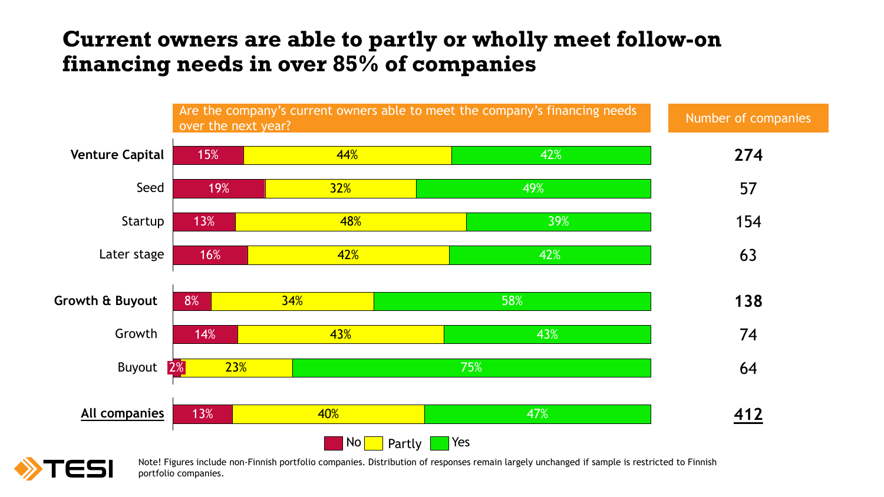# Current owners are able to partly or wholly meet follow-on financing needs in over 85% of companies

| | Are the company's current owners able to meet the company's financing needs over the next year? | | | Number of companies |
|---|---|---|---|---|
| | No | Partly | Yes | |
| **Venture Capital** | 15% | 44% | 42% | **274** |
| Seed | 19% | 32% | 49% | 57 |
| Startup | 13% | 48% | 39% | 154 |
| Later stage | 16% | 42% | 42% | 63 |
| **Growth & Buyout** | 8% | 34% | 58% | **138** |
| Growth | 14% | 43% | 43% | 74 |
| Buyout | 2% | 23% | 75% | 64 |
| **All companies** | 13% | 40% | 47% | **412** |

Note! Figures include non-Finnish portfolio companies. Distribution of responses remain largely unchanged if sample is restricted to Finnish portfolio companies.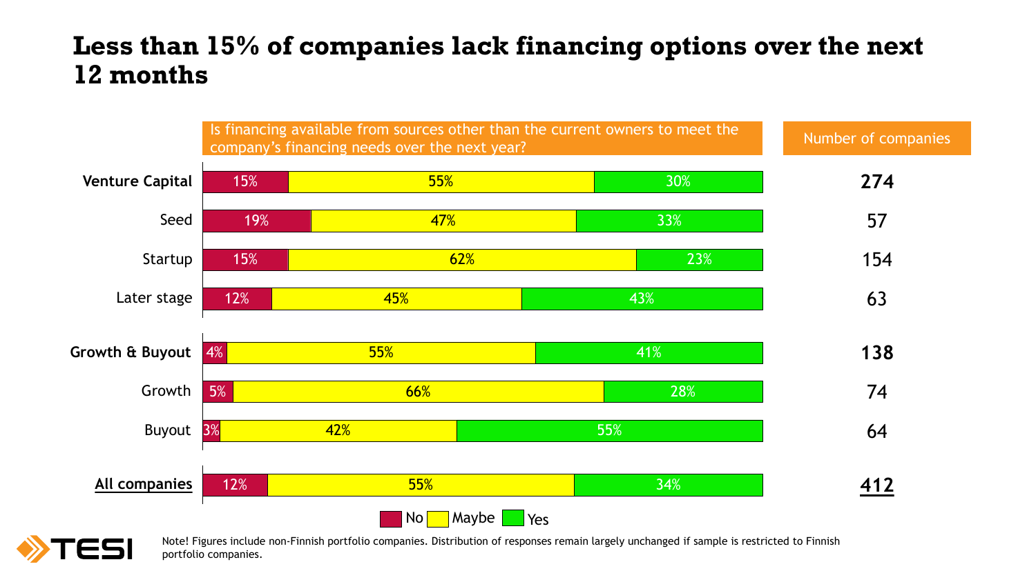# Less than 15% of companies lack financing options over the next 12 months

Is financing available from sources other than the current owners to meet the company's financing needs over the next year?

Number of companies

Venture Capital
15%
55%
30%
274

Seed
19%
47%
33%
57

Startup
15%
62%
23%
154

Later stage
12%
45%
43%
63

Growth & Buyout
4%
55%
41%
138

Growth
5%
66%
28%
74

Buyout
3%
42%
55%
64

All companies
12%
55%
34%
412

No
Maybe
Yes

Note! Figures include non-Finnish portfolio companies. Distribution of responses remain largely unchanged if sample is restricted to Finnish portfolio companies.

TESI